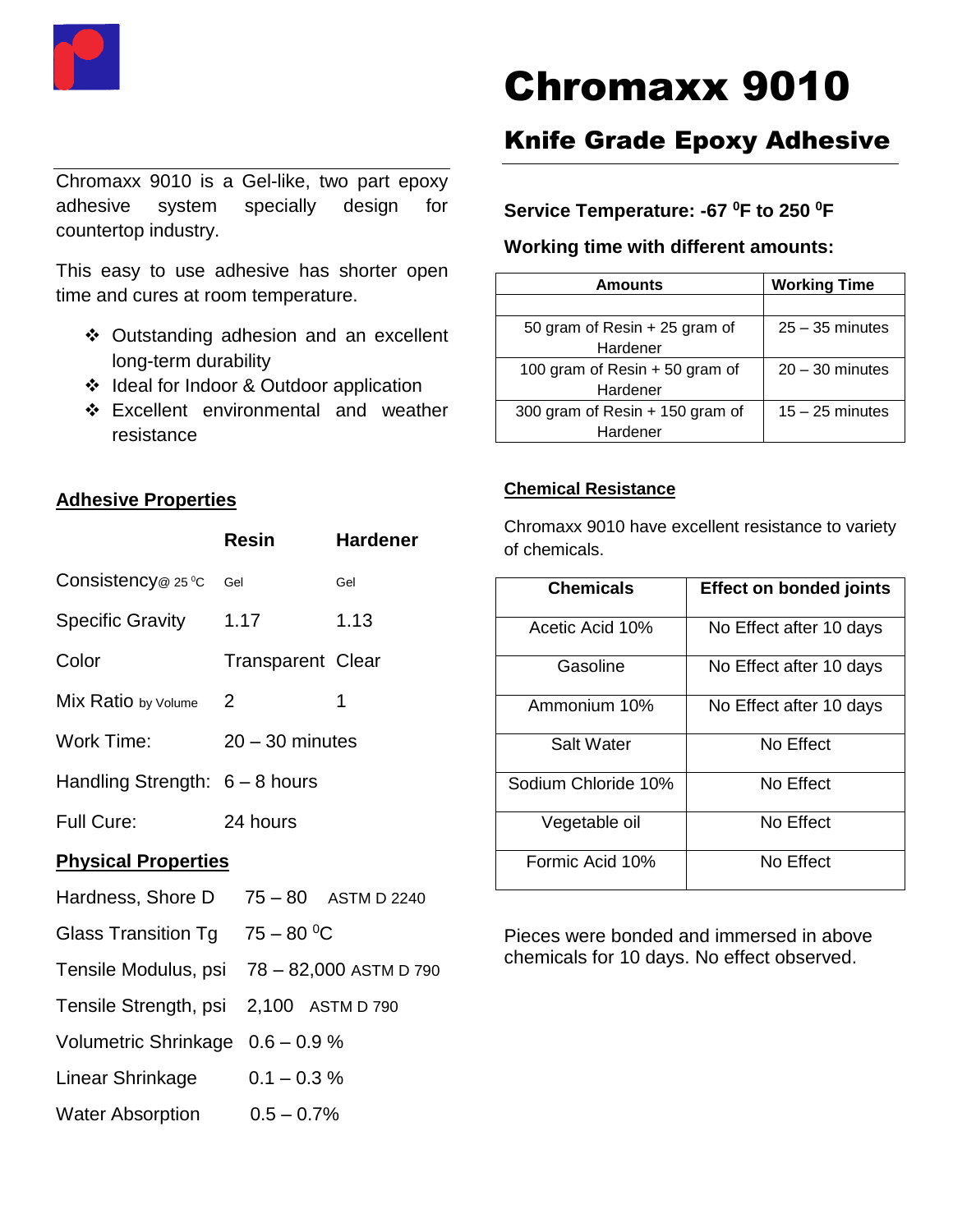# Chromaxx 9010

## Knife Grade Epoxy Adhesive

Chromaxx 9010 is a Gel-like, two part epoxy adhesive system specially design for countertop industry.

This easy to use adhesive has shorter open time and cures at room temperature.

- ❖ Outstanding adhesion and an excellent long-term durability
- ❖ Ideal for Indoor & Outdoor application
- ❖ Excellent environmental and weather resistance

### Adhesive Properties

| | Resin | Hardener |
|---|---|---|
| Consistency@ 25 $^{0}$C | Gel | Gel |
| Specific Gravity | 1.17 | 1.13 |
| Color | Transparent | Clear |
| Mix Ratio by Volume | 2 | 1 |
| Work Time: | 20 – 30 minutes | |
| Handling Strength: | 6 – 8 hours | |
| Full Cure: | 24 hours | |

### Physical Properties

| | | |
|---|---|---|
| Hardness, Shore D | 75 – 80 | ASTM D 2240 |
| Glass Transition Tg | 75 – 80 $^{0}$C | |
| Tensile Modulus, psi | 78 – 82,000 | ASTM D 790 |
| Tensile Strength, psi | 2,100 | ASTM D 790 |
| Volumetric Shrinkage | 0.6 – 0.9 % | |
| Linear Shrinkage | 0.1 – 0.3 % | |
| Water Absorption | 0.5 – 0.7% | |

**Service Temperature: -67 $^{0}$F to 250 $^{0}$F**

**Working time with different amounts:**

| Amounts | Working Time |
|---|---|
| | |
| 50 gram of Resin + 25 gram of Hardener | 25 – 35 minutes |
| 100 gram of Resin + 50 gram of Hardener | 20 – 30 minutes |
| 300 gram of Resin + 150 gram of Hardener | 15 – 25 minutes |

### Chemical Resistance

Chromaxx 9010 have excellent resistance to variety of chemicals.

| Chemicals | Effect on bonded joints |
|---|---|
| Acetic Acid 10% | No Effect after 10 days |
| Gasoline | No Effect after 10 days |
| Ammonium 10% | No Effect after 10 days |
| Salt Water | No Effect |
| Sodium Chloride 10% | No Effect |
| Vegetable oil | No Effect |
| Formic Acid 10% | No Effect |

Pieces were bonded and immersed in above chemicals for 10 days. No effect observed.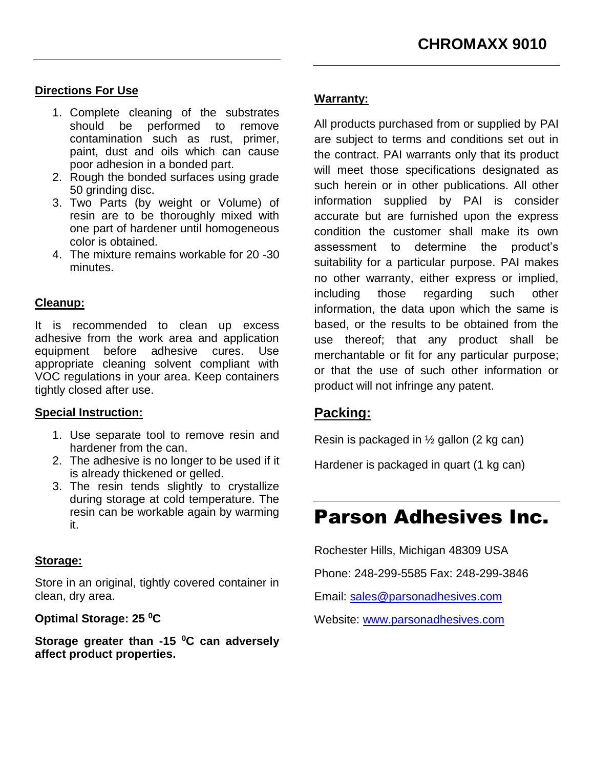# CHROMAXX 9010

## Directions For Use

1. Complete cleaning of the substrates should be performed to remove contamination such as rust, primer, paint, dust and oils which can cause poor adhesion in a bonded part.
2. Rough the bonded surfaces using grade 50 grinding disc.
3. Two Parts (by weight or Volume) of resin are to be thoroughly mixed with one part of hardener until homogeneous color is obtained.
4. The mixture remains workable for 20 -30 minutes.

## Cleanup:

It is recommended to clean up excess adhesive from the work area and application equipment before adhesive cures. Use appropriate cleaning solvent compliant with VOC regulations in your area. Keep containers tightly closed after use.

## Special Instruction:

1. Use separate tool to remove resin and hardener from the can.
2. The adhesive is no longer to be used if it is already thickened or gelled.
3. The resin tends slightly to crystallize during storage at cold temperature. The resin can be workable again by warming it.

## Storage:

Store in an original, tightly covered container in clean, dry area.

**Optimal Storage: 25 $^0$C**

**Storage greater than -15 $^0$C can adversely affect product properties.**

## Warranty:

All products purchased from or supplied by PAI are subject to terms and conditions set out in the contract. PAI warrants only that its product will meet those specifications designated as such herein or in other publications. All other information supplied by PAI is consider accurate but are furnished upon the express condition the customer shall make its own assessment to determine the product's suitability for a particular purpose. PAI makes no other warranty, either express or implied, including those regarding such other information, the data upon which the same is based, or the results to be obtained from the use thereof; that any product shall be merchantable or fit for any particular purpose; or that the use of such other information or product will not infringe any patent.

## Packing:

Resin is packaged in ½ gallon (2 kg can)

Hardener is packaged in quart (1 kg can)

# Parson Adhesives Inc.

Rochester Hills, Michigan 48309 USA

Phone: 248-299-5585 Fax: 248-299-3846

Email: sales@parsonadhesives.com

Website: www.parsonadhesives.com